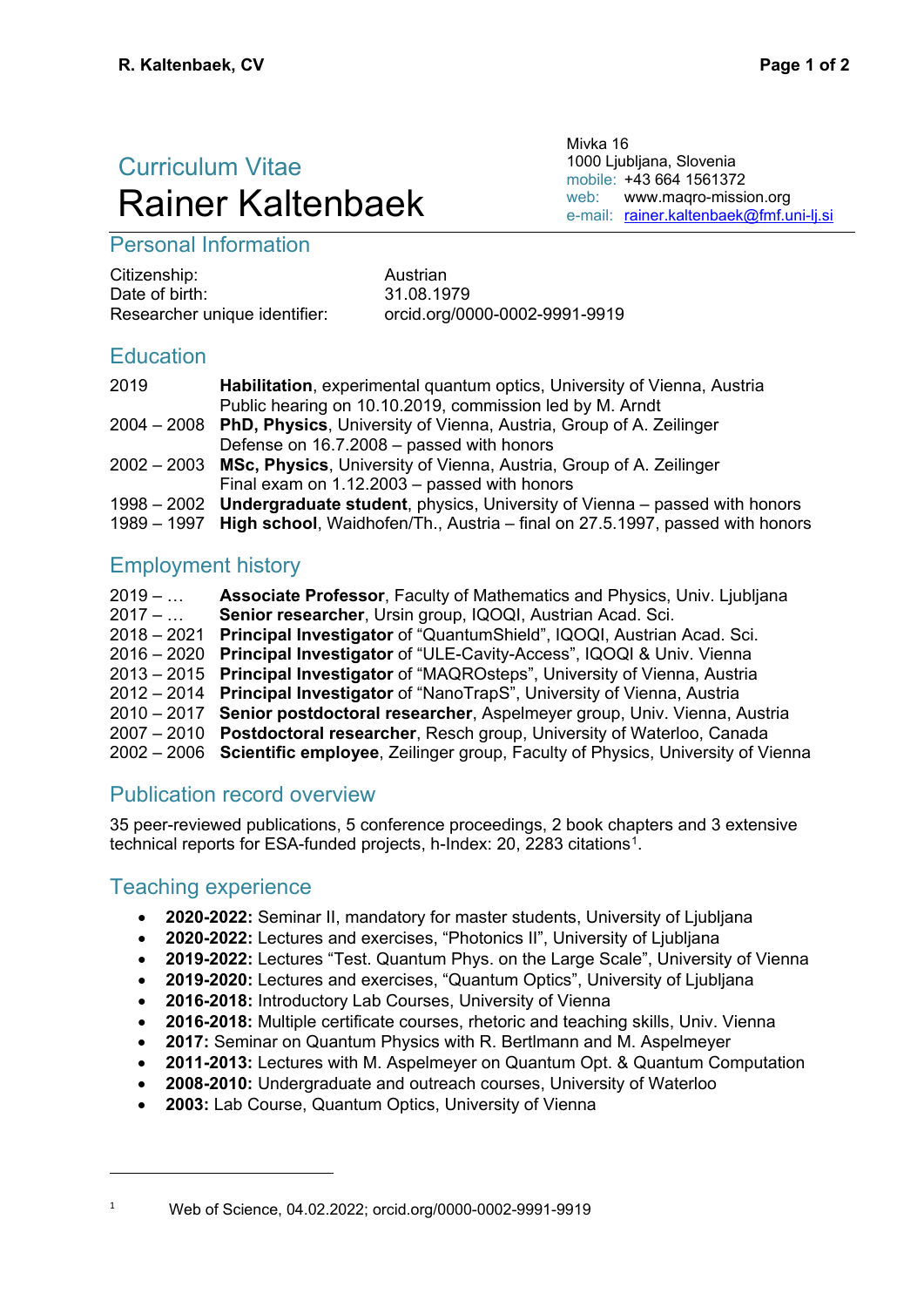Mivka 16
1000 Ljubljana, Slovenia
mobile: +43 664 1561372
web: www.maqro-mission.org
e-mail: [rainer.kaltenbaek@fmf.uni-lj.si](mailto:rainer.kaltenbaek@fmf.uni-lj.si)

## Curriculum Vitae

# Rainer Kaltenbaek

## Personal Information

| | |
|---|---|
| Citizenship: | Austrian |
| Date of birth: | 31.08.1979 |
| Researcher unique identifier: | orcid.org/0000-0002-9991-9919 |

## Education

| | |
|---|---|
| 2019 | **Habilitation**, experimental quantum optics, University of Vienna, Austria<br>Public hearing on 10.10.2019, commission led by M. Arndt |
| 2004 – 2008 | **PhD, Physics**, University of Vienna, Austria, Group of A. Zeilinger<br>Defense on 16.7.2008 – passed with honors |
| 2002 – 2003 | **MSc, Physics**, University of Vienna, Austria, Group of A. Zeilinger<br>Final exam on 1.12.2003 – passed with honors |
| 1998 – 2002 | **Undergraduate student**, physics, University of Vienna – passed with honors |
| 1989 – 1997 | **High school**, Waidhofen/Th., Austria – final on 27.5.1997, passed with honors |

## Employment history

| | |
|---|---|
| 2019 – … | **Associate Professor**, Faculty of Mathematics and Physics, Univ. Ljubljana |
| 2017 – … | **Senior researcher**, Ursin group, IQOQI, Austrian Acad. Sci. |
| 2018 – 2021 | **Principal Investigator** of “QuantumShield”, IQOQI, Austrian Acad. Sci. |
| 2016 – 2020 | **Principal Investigator** of “ULE-Cavity-Access”, IQOQI & Univ. Vienna |
| 2013 – 2015 | **Principal Investigator** of “MAQROsteps”, University of Vienna, Austria |
| 2012 – 2014 | **Principal Investigator** of “NanoTrapS”, University of Vienna, Austria |
| 2010 – 2017 | **Senior postdoctoral researcher**, Aspelmeyer group, Univ. Vienna, Austria |
| 2007 – 2010 | **Postdoctoral researcher**, Resch group, University of Waterloo, Canada |
| 2002 – 2006 | **Scientific employee**, Zeilinger group, Faculty of Physics, University of Vienna |

## Publication record overview

35 peer-reviewed publications, 5 conference proceedings, 2 book chapters and 3 extensive technical reports for ESA-funded projects, h-Index: 20, 2283 citations[1].

## Teaching experience

- **2020-2022:** Seminar II, mandatory for master students, University of Ljubljana
- **2020-2022:** Lectures and exercises, “Photonics II”, University of Ljubljana
- **2019-2022:** Lectures “Test. Quantum Phys. on the Large Scale”, University of Vienna
- **2019-2020:** Lectures and exercises, “Quantum Optics”, University of Ljubljana
- **2016-2018:** Introductory Lab Courses, University of Vienna
- **2016-2018:** Multiple certificate courses, rhetoric and teaching skills, Univ. Vienna
- **2017:** Seminar on Quantum Physics with R. Bertlmann and M. Aspelmeyer
- **2011-2013:** Lectures with M. Aspelmeyer on Quantum Opt. & Quantum Computation
- **2008-2010:** Undergraduate and outreach courses, University of Waterloo
- **2003:** Lab Course, Quantum Optics, University of Vienna

---

[1] Web of Science, 04.02.2022; orcid.org/0000-0002-9991-9919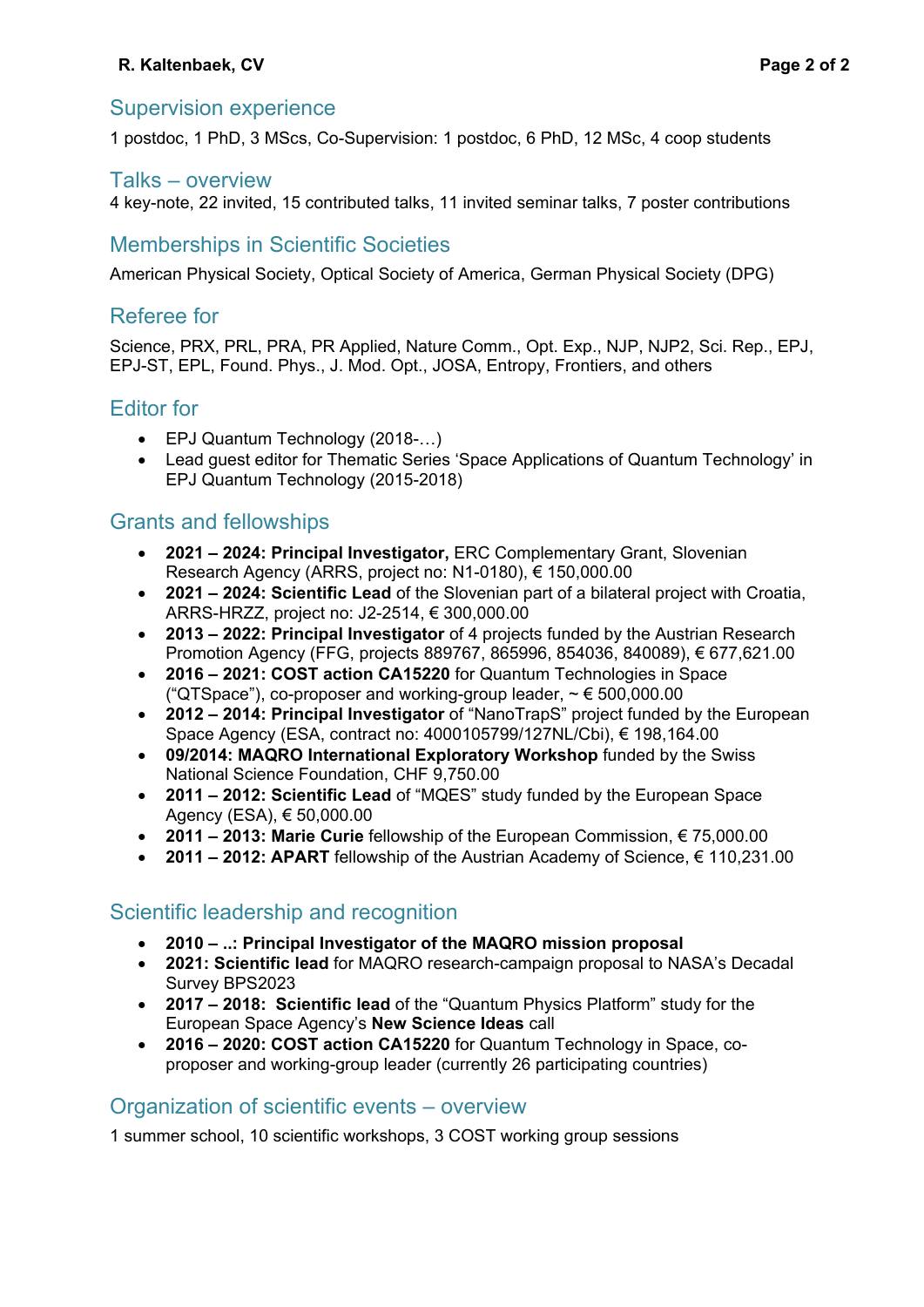## Supervision experience

1 postdoc, 1 PhD, 3 MScs, Co-Supervision: 1 postdoc, 6 PhD, 12 MSc, 4 coop students

## Talks – overview

4 key-note, 22 invited, 15 contributed talks, 11 invited seminar talks, 7 poster contributions

## Memberships in Scientific Societies

American Physical Society, Optical Society of America, German Physical Society (DPG)

## Referee for

Science, PRX, PRL, PRA, PR Applied, Nature Comm., Opt. Exp., NJP, NJP2, Sci. Rep., EPJ, EPJ-ST, EPL, Found. Phys., J. Mod. Opt., JOSA, Entropy, Frontiers, and others

## Editor for

- EPJ Quantum Technology (2018-…)
- Lead guest editor for Thematic Series 'Space Applications of Quantum Technology' in EPJ Quantum Technology (2015-2018)

## Grants and fellowships

- **2021 – 2024: Principal Investigator,** ERC Complementary Grant, Slovenian Research Agency (ARRS, project no: N1-0180), € 150,000.00
- **2021 – 2024: Scientific Lead** of the Slovenian part of a bilateral project with Croatia, ARRS-HRZZ, project no: J2-2514, € 300,000.00
- **2013 – 2022: Principal Investigator** of 4 projects funded by the Austrian Research Promotion Agency (FFG, projects 889767, 865996, 854036, 840089), € 677,621.00
- **2016 – 2021: COST action CA15220** for Quantum Technologies in Space ("QTSpace"), co-proposer and working-group leader, ~ € 500,000.00
- **2012 – 2014: Principal Investigator** of "NanoTrapS" project funded by the European Space Agency (ESA, contract no: 4000105799/127NL/Cbi), € 198,164.00
- **09/2014: MAQRO International Exploratory Workshop** funded by the Swiss National Science Foundation, CHF 9,750.00
- **2011 – 2012: Scientific Lead** of "MQES" study funded by the European Space Agency (ESA), € 50,000.00
- **2011 – 2013: Marie Curie** fellowship of the European Commission, € 75,000.00
- **2011 – 2012: APART** fellowship of the Austrian Academy of Science, € 110,231.00

## Scientific leadership and recognition

- **2010 – ..: Principal Investigator of the MAQRO mission proposal**
- **2021: Scientific lead** for MAQRO research-campaign proposal to NASA's Decadal Survey BPS2023
- **2017 – 2018: Scientific lead** of the "Quantum Physics Platform" study for the European Space Agency's **New Science Ideas** call
- **2016 – 2020: COST action CA15220** for Quantum Technology in Space, co-proposer and working-group leader (currently 26 participating countries)

## Organization of scientific events – overview

1 summer school, 10 scientific workshops, 3 COST working group sessions